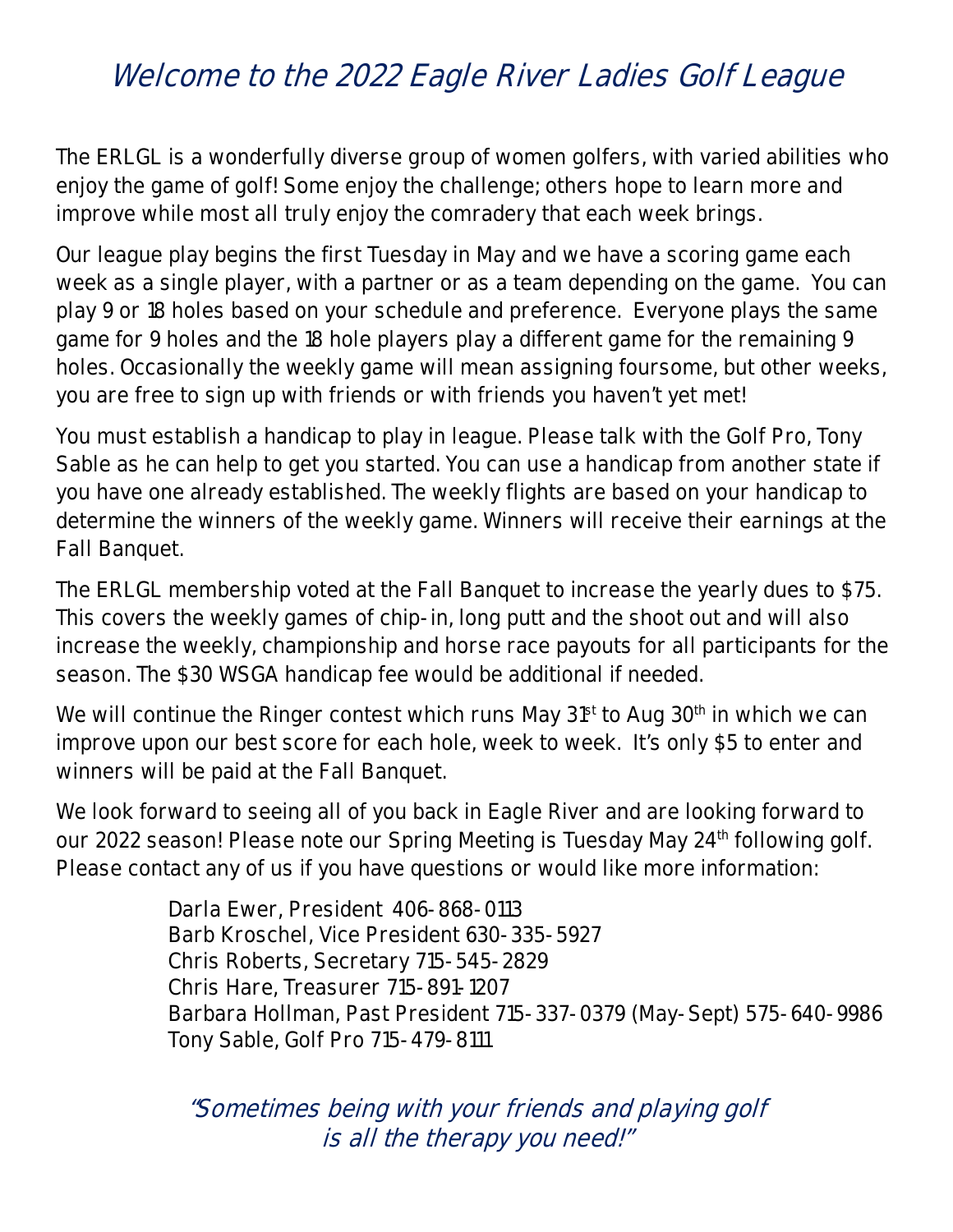# Welcome to the 2022 Eagle River Ladies Golf League

The ERLGL is a wonderfully diverse group of women golfers, with varied abilities who enjoy the game of golf! Some enjoy the challenge; others hope to learn more and improve while most all truly enjoy the comradery that each week brings.

Our league play begins the first Tuesday in May and we have a scoring game each week as a single player, with a partner or as a team depending on the game. You can play 9 or 18 holes based on your schedule and preference. Everyone plays the same game for 9 holes and the 18 hole players play a different game for the remaining 9 holes. Occasionally the weekly game will mean assigning foursome, but other weeks, you are free to sign up with friends or with friends you haven't yet met!

You must establish a handicap to play in league. Please talk with the Golf Pro, Tony Sable as he can help to get you started. You can use a handicap from another state if you have one already established. The weekly flights are based on your handicap to determine the winners of the weekly game. Winners will receive their earnings at the Fall Banquet.

The ERLGL membership voted at the Fall Banquet to increase the yearly dues to $75. This covers the weekly games of chip-in, long putt and the shoot out and will also increase the weekly, championship and horse race payouts for all participants for the season. The $30 WSGA handicap fee would be additional if needed.

We will continue the Ringer contest which runs May 31st to Aug 30th in which we can improve upon our best score for each hole, week to week. It's only $5 to enter and winners will be paid at the Fall Banquet.

We look forward to seeing all of you back in Eagle River and are looking forward to our 2022 season! Please note our Spring Meeting is Tuesday May 24th following golf. Please contact any of us if you have questions or would like more information:

Darla Ewer, President 406-868-0113
Barb Kroschel, Vice President 630-335-5927
Chris Roberts, Secretary 715-545-2829
Chris Hare, Treasurer 715-891-1207
Barbara Hollman, Past President 715-337-0379 (May-Sept) 575-640-9986
Tony Sable, Golf Pro 715-479-8111

*"Sometimes being with your friends and playing golf is all the therapy you need!"*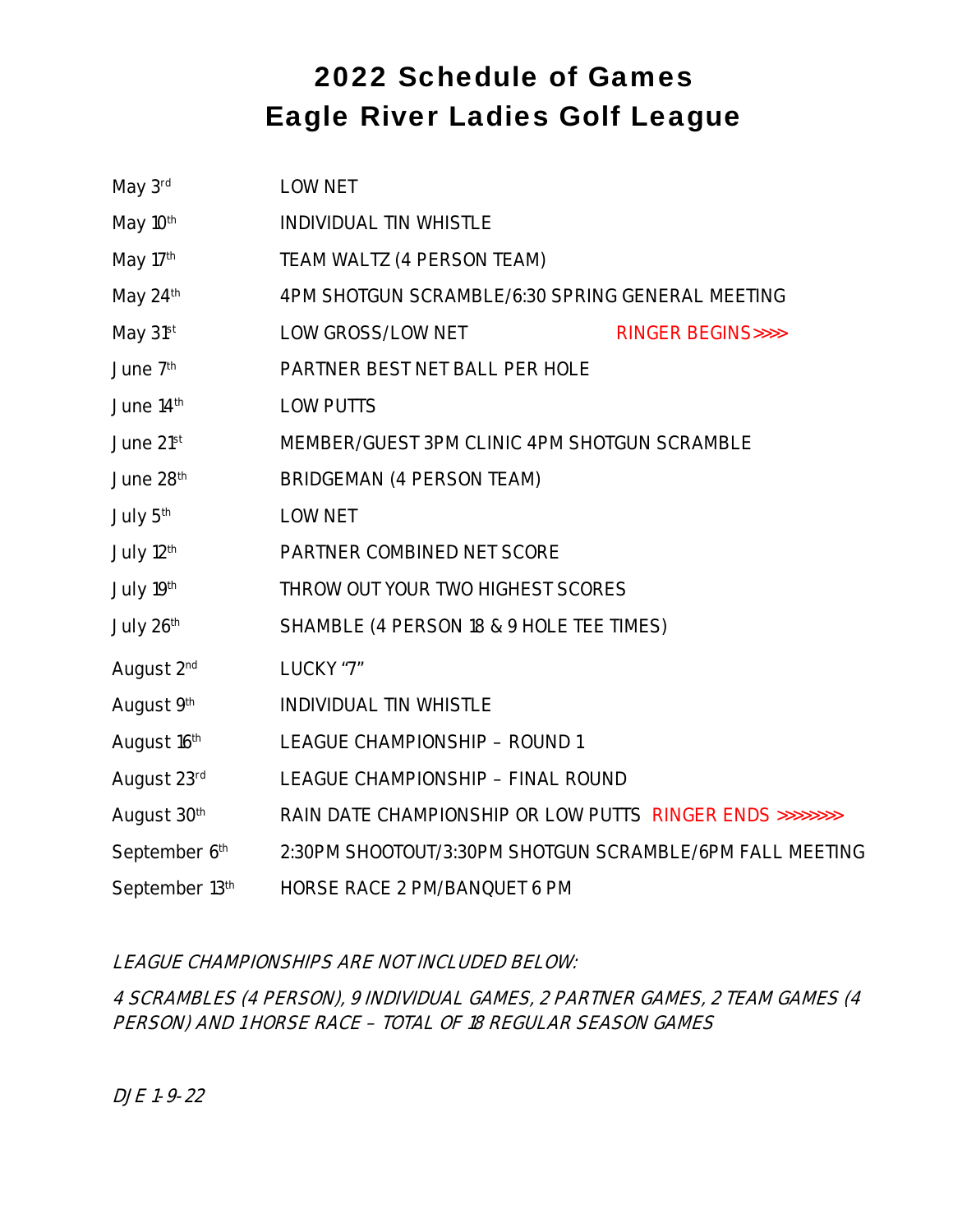# 2022 Schedule of Games
# Eagle River Ladies Golf League

| | |
|---|---|
| May 3rd | LOW NET |
| May 10th | INDIVIDUAL TIN WHISTLE |
| May 17th | TEAM WALTZ (4 PERSON TEAM) |
| May 24th | 4PM SHOTGUN SCRAMBLE/6:30 SPRING GENERAL MEETING |
| May 31st | LOW GROSS/LOW NET RINGER BEGINS>>>> |
| June 7th | PARTNER BEST NET BALL PER HOLE |
| June 14th | LOW PUTTS |
| June 21st | MEMBER/GUEST 3PM CLINIC 4PM SHOTGUN SCRAMBLE |
| June 28th | BRIDGEMAN (4 PERSON TEAM) |
| July 5th | LOW NET |
| July 12th | PARTNER COMBINED NET SCORE |
| July 19th | THROW OUT YOUR TWO HIGHEST SCORES |
| July 26th | SHAMBLE (4 PERSON 18 & 9 HOLE TEE TIMES) |
| August 2nd | LUCKY "7" |
| August 9th | INDIVIDUAL TIN WHISTLE |
| August 16th | LEAGUE CHAMPIONSHIP – ROUND 1 |
| August 23rd | LEAGUE CHAMPIONSHIP – FINAL ROUND |
| August 30th | RAIN DATE CHAMPIONSHIP OR LOW PUTTS RINGER ENDS >>>>>>>> |
| September 6th | 2:30PM SHOOTOUT/3:30PM SHOTGUN SCRAMBLE/6PM FALL MEETING |
| September 13th | HORSE RACE 2 PM/BANQUET 6 PM |

*LEAGUE CHAMPIONSHIPS ARE NOT INCLUDED BELOW:*

*4 SCRAMBLES (4 PERSON), 9 INDIVIDUAL GAMES, 2 PARTNER GAMES, 2 TEAM GAMES (4 PERSON) AND 1 HORSE RACE – TOTAL OF 18 REGULAR SEASON GAMES*

*DJE 1-9-22*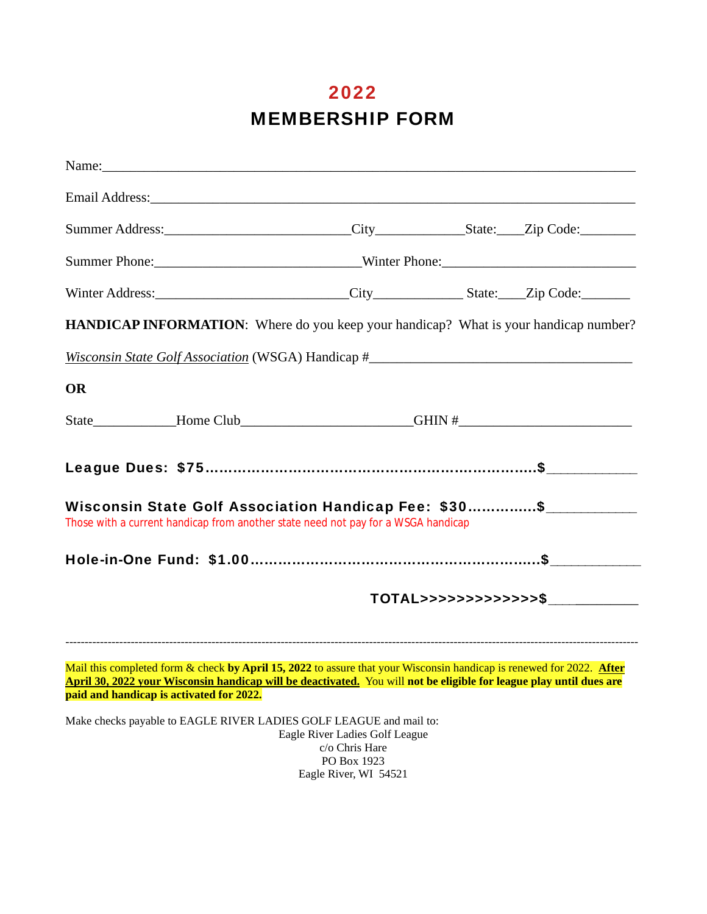# 2022

# MEMBERSHIP FORM

Name:___________________________________________________________________________

Email Address:____________________________________________________________________

Summer Address:__________________________City____________State:____Zip Code:________

Summer Phone:_____________________________Winter Phone:___________________________

Winter Address:___________________________City_____________ State:____Zip Code:_______

**HANDICAP INFORMATION**: Where do you keep your handicap? What is your handicap number?

*Wisconsin State Golf Association* (WSGA) Handicap #_____________________________________

**OR**

State____________Home Club________________________GHIN #________________________

**League Dues: $75..........................................................................$____________**

**Wisconsin State Golf Association Handicap Fee: $30...............$____________**

Those with a current handicap from another state need not pay for a WSGA handicap

**Hole-in-One Fund: $1.00................................................................$____________**

**TOTAL>>>>>>>>>>>>>$____________**

---

Mail this completed form & check **by April 15, 2022** to assure that your Wisconsin handicap is renewed for 2022. **After April 30, 2022 your Wisconsin handicap will be deactivated.** You will **not be eligible for league play until dues are paid and handicap is activated for 2022.**

Make checks payable to EAGLE RIVER LADIES GOLF LEAGUE and mail to:

Eagle River Ladies Golf League
c/o Chris Hare
PO Box 1923
Eagle River, WI 54521